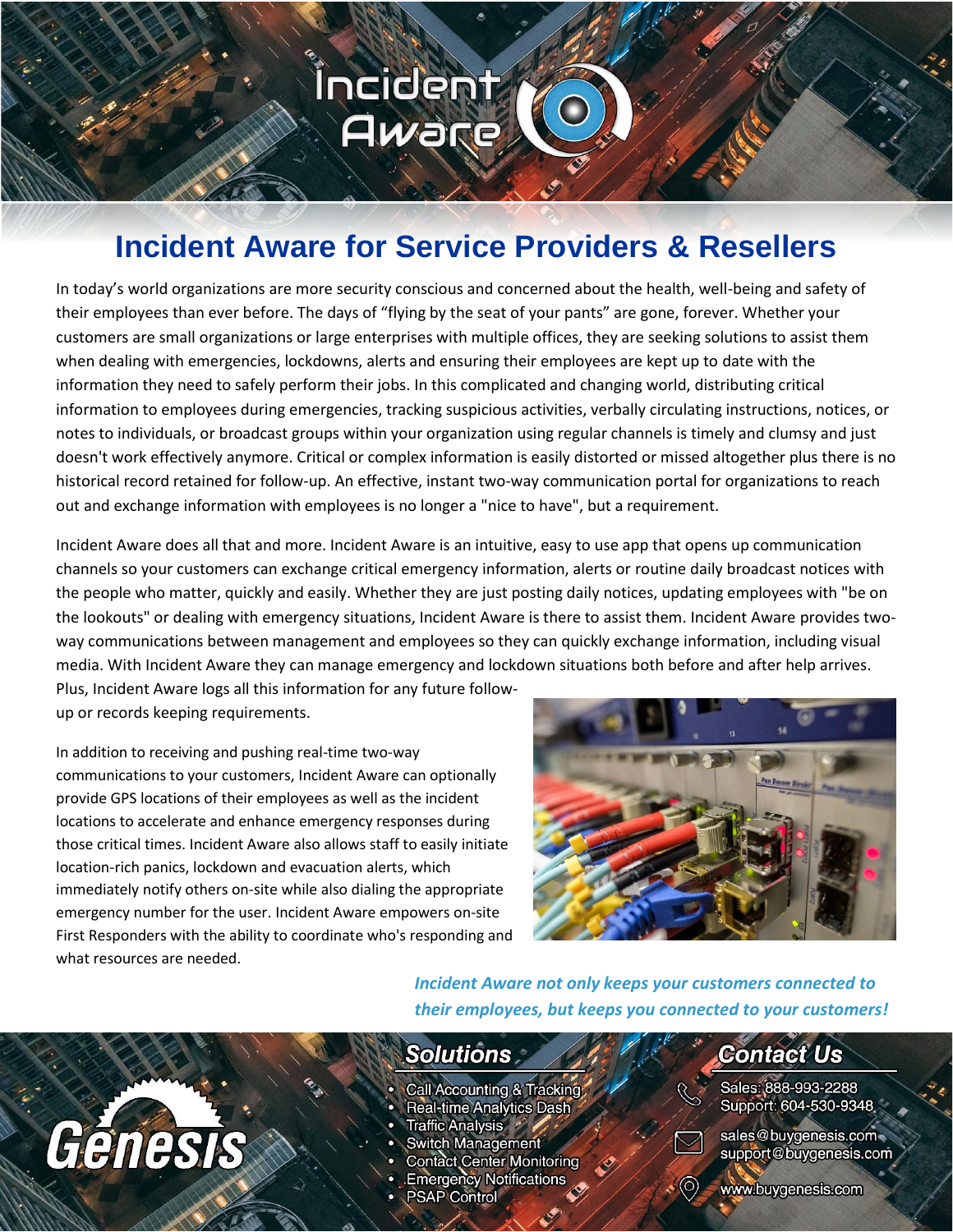# Incident Aware for Service Providers & Resellers

In today's world organizations are more security conscious and concerned about the health, well-being and safety of their employees than ever before. The days of "flying by the seat of your pants" are gone, forever. Whether your customers are small organizations or large enterprises with multiple offices, they are seeking solutions to assist them when dealing with emergencies, lockdowns, alerts and ensuring their employees are kept up to date with the information they need to safely perform their jobs. In this complicated and changing world, distributing critical information to employees during emergencies, tracking suspicious activities, verbally circulating instructions, notices, or notes to individuals, or broadcast groups within your organization using regular channels is timely and clumsy and just doesn't work effectively anymore. Critical or complex information is easily distorted or missed altogether plus there is no historical record retained for follow-up. An effective, instant two-way communication portal for organizations to reach out and exchange information with employees is no longer a "nice to have", but a requirement.

Incident Aware does all that and more. Incident Aware is an intuitive, easy to use app that opens up communication channels so your customers can exchange critical emergency information, alerts or routine daily broadcast notices with the people who matter, quickly and easily. Whether they are just posting daily notices, updating employees with "be on the lookouts" or dealing with emergency situations, Incident Aware is there to assist them. Incident Aware provides two-way communications between management and employees so they can quickly exchange information, including visual media. With Incident Aware they can manage emergency and lockdown situations both before and after help arrives. Plus, Incident Aware logs all this information for any future follow-up or records keeping requirements.

In addition to receiving and pushing real-time two-way communications to your customers, Incident Aware can optionally provide GPS locations of their employees as well as the incident locations to accelerate and enhance emergency responses during those critical times. Incident Aware also allows staff to easily initiate location-rich panics, lockdown and evacuation alerts, which immediately notify others on-site while also dialing the appropriate emergency number for the user. Incident Aware empowers on-site First Responders with the ability to coordinate who's responding and what resources are needed.

***Incident Aware not only keeps your customers connected to their employees, but keeps you connected to your customers!***

## Solutions

- Call Accounting & Tracking
- Real-time Analytics Dash
- Traffic Analysis
- Switch Management
- Contact Center Monitoring
- Emergency Notifications
- PSAP Control

## Contact Us

Sales: 888-993-2288
Support: 604-530-9348

sales@buygenesis.com
support@buygenesis.com

www.buygenesis.com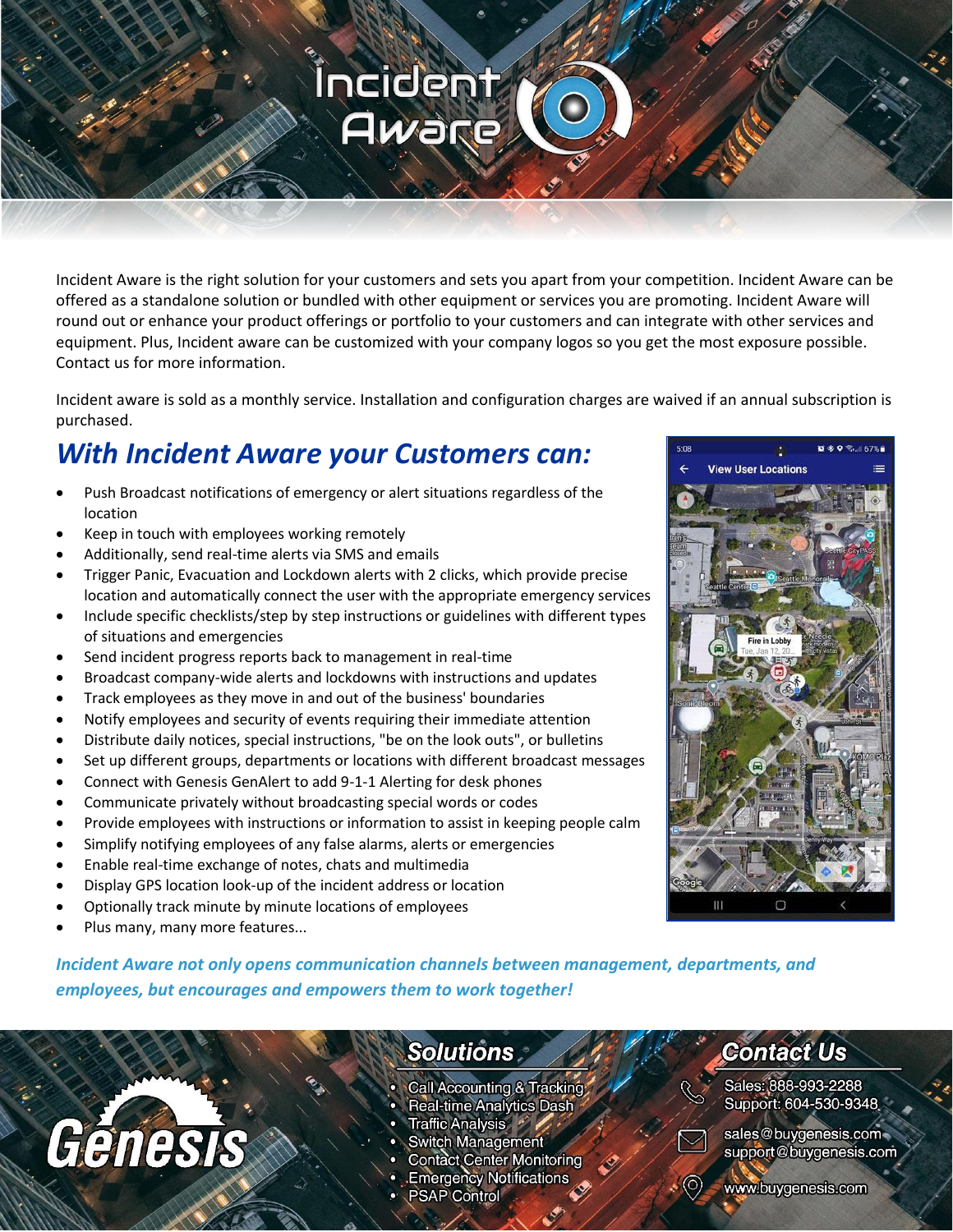# Incident Aware

Incident Aware is the right solution for your customers and sets you apart from your competition. Incident Aware can be offered as a standalone solution or bundled with other equipment or services you are promoting. Incident Aware will round out or enhance your product offerings or portfolio to your customers and can integrate with other services and equipment. Plus, Incident aware can be customized with your company logos so you get the most exposure possible. Contact us for more information.

Incident aware is sold as a monthly service. Installation and configuration charges are waived if an annual subscription is purchased.

## *With Incident Aware your Customers can:*

- Push Broadcast notifications of emergency or alert situations regardless of the location
- Keep in touch with employees working remotely
- Additionally, send real-time alerts via SMS and emails
- Trigger Panic, Evacuation and Lockdown alerts with 2 clicks, which provide precise location and automatically connect the user with the appropriate emergency services
- Include specific checklists/step by step instructions or guidelines with different types of situations and emergencies
- Send incident progress reports back to management in real-time
- Broadcast company-wide alerts and lockdowns with instructions and updates
- Track employees as they move in and out of the business' boundaries
- Notify employees and security of events requiring their immediate attention
- Distribute daily notices, special instructions, "be on the look outs", or bulletins
- Set up different groups, departments or locations with different broadcast messages
- Connect with Genesis GenAlert to add 9-1-1 Alerting for desk phones
- Communicate privately without broadcasting special words or codes
- Provide employees with instructions or information to assist in keeping people calm
- Simplify notifying employees of any false alarms, alerts or emergencies
- Enable real-time exchange of notes, chats and multimedia
- Display GPS location look-up of the incident address or location
- Optionally track minute by minute locations of employees
- Plus many, many more features...

***Incident Aware not only opens communication channels between management, departments, and employees, but encourages and empowers them to work together!***

Genesis

## Solutions

- Call Accounting & Tracking
- Real-time Analytics Dash
- Traffic Analysis
- Switch Management
- Contact Center Monitoring
- Emergency Notifications
- PSAP Control

## Contact Us

Sales: 888-993-2288
Support: 604-530-9348

sales@buygenesis.com
support@buygenesis.com

www.buygenesis.com